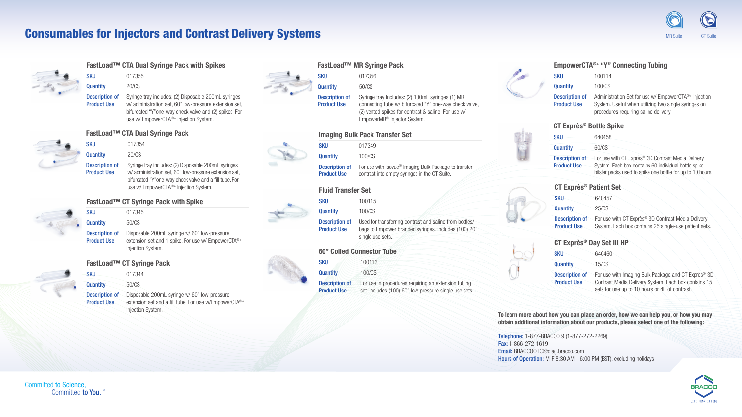# Consumables for Injectors and Contrast Delivery Systems

MR Suite CT Suite

### FastLoad™ CTA Dual Syringe Pack with Spikes

| | |
|---|---|
| SKU | 017355 |
| Quantity | 20/CS |
| Description of Product Use | Syringe tray includes: (2) Disposable 200mL syringes w/ administration set, 60" low-pressure extension set, bifurcated "Y"one-way check valve and (2) spikes. For use w/ EmpowerCTA®+ Injection System. |

### FastLoad™ CTA Dual Syringe Pack

| | |
|---|---|
| SKU | 017354 |
| Quantity | 20/CS |
| Description of Product Use | Syringe tray includes: (2) Disposable 200mL syringes w/ administration set, 60" low-pressure extension set, bifurcated "Y"one-way check valve and a fill tube. For use w/ EmpowerCTA®+ Injection System. |

### FastLoad™ CT Syringe Pack with Spike

| | |
|---|---|
| SKU | 017345 |
| Quantity | 50/CS |
| Description of Product Use | Disposable 200mL syringe w/ 60" low-pressure extension set and 1 spike. For use w/ EmpowerCTA®+ Injection System. |

### FastLoad™ CT Syringe Pack

| | |
|---|---|
| SKU | 017344 |
| Quantity | 50/CS |
| Description of Product Use | Disposable 200mL syringe w/ 60" low-pressure extension set and a fill tube. For use w/EmpowerCTA®+ Injection System. |

### FastLoad™ MR Syringe Pack

| | |
|---|---|
| SKU | 017356 |
| Quantity | 50/CS |
| Description of Product Use | Syringe tray Includes: (2) 100mL syringes (1) MR connecting tube w/ bifurcated "Y" one-way check valve, (2) vented spikes for contrast & saline. For use w/ EmpowerMR® Injector System. |

### Imaging Bulk Pack Transfer Set

| | |
|---|---|
| SKU | 017349 |
| Quantity | 100/CS |
| Description of Product Use | For use with Isovue® Imaging Bulk Package to transfer contrast into empty syringes in the CT Suite. |

### Fluid Transfer Set

| | |
|---|---|
| SKU | 100115 |
| Quantity | 100/CS |
| Description of Product Use | Used for transferring contrast and saline from bottles/ bags to Empower branded syringes. Includes (100) 20" single use sets. |

### 60" Coiled Connector Tube

| | |
|---|---|
| SKU | 100113 |
| Quantity | 100/CS |
| Description of Product Use | For use in procedures requiring an extension tubing set. Includes (100) 60" low-pressure single use sets. |

### EmpowerCTA®+ "Y" Connecting Tubing

| | |
|---|---|
| SKU | 100114 |
| Quantity | 100/CS |
| Description of Product Use | Administration Set for use w/ EmpowerCTA®+ Injection System. Useful when utilizing two single syringes on procedures requiring saline delivery. |

### CT Exprès® Bottle Spike

| | |
|---|---|
| SKU | 640458 |
| Quantity | 60/CS |
| Description of Product Use | For use with CT Exprès® 3D Contrast Media Delivery System. Each box contains 60 individual bottle spike bilster packs used to spike one bottle for up to 10 hours. |

### CT Exprès® Patient Set

| | |
|---|---|
| SKU | 640457 |
| Quantity | 25/CS |
| Description of Product Use | For use with CT Exprès® 3D Contrast Media Delivery System. Each box contains 25 single-use patient sets. |

### CT Exprès® Day Set III HP

| | |
|---|---|
| SKU | 640460 |
| Quantity | 15/CS |
| Description of Product Use | For use with Imaging Bulk Package and CT Exprès® 3D Contrast Media Delivery System. Each box contains 15 sets for use up to 10 hours or 4L of contrast. |

**To learn more about how you can place an order, how we can help you, or how you may obtain additional information about our products, please select one of the following:**

Telephone: 1-877-BRACCO 9 (1-877-272-2269)
Fax: 1-866-272-1619
Email: BRACCOOTC@diag.bracco.com
Hours of Operation: M-F 8:30 AM - 6:00 PM (EST), excluding holidays

Committed to Science,
Committed to You.™

BRACCO
LIFE FROM INSIDE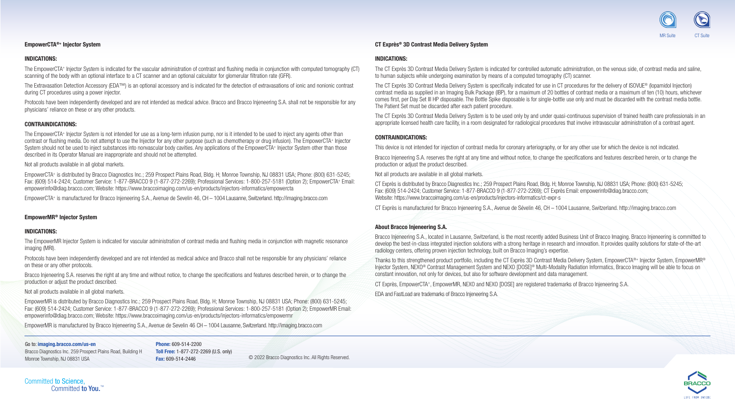MR Suite CT Suite

### EmpowerCTA®+ Injector System

**INDICATIONS:**

The EmpowerCTA+ Injector System is indicated for the vascular administration of contrast and flushing media in conjunction with computed tomography (CT) scanning of the body with an optional interface to a CT scanner and an optional calculator for glomerular filtration rate (GFR).

The Extravasation Detection Accessory (EDA™) is an optional accessory and is indicated for the detection of extravasations of ionic and nonionic contrast during CT procedures using a power injector.

Protocols have been independently developed and are not intended as medical advice. Bracco and Bracco Injeneering S.A. shall not be responsible for any physicians' reliance on these or any other products.

**CONTRAINDICATIONS:**

The EmpowerCTA+ Injector System is not intended for use as a long-term infusion pump, nor is it intended to be used to inject any agents other than contrast or flushing media. Do not attempt to use the Injector for any other purpose (such as chemotherapy or drug infusion). The EmpowerCTA+ Injector System should not be used to inject substances into nonvascular body cavities. Any applications of the EmpowerCTA+ Injector System other than those described in its Operator Manual are inappropriate and should not be attempted.

Not all products available in all global markets.

EmpowerCTA+ is distributed by Bracco Diagnostics Inc.; 259 Prospect Plains Road, Bldg. H; Monroe Township, NJ 08831 USA; Phone: (800) 631-5245; Fax: (609) 514-2424; Customer Service: 1-877-BRACCO 9 (1-877-272-2269); Professional Services: 1-800-257-5181 (Option 2); EmpowerCTA+ Email: empowerinfo@diag.bracco.com; Website: https://www.braccoimaging.com/us-en/products/injectors-informatics/empowercta

EmpowerCTA+ is manufactured for Bracco Injeneering S.A., Avenue de Sevelin 46, CH – 1004 Lausanne, Switzerland. http://imaging.bracco.com

### EmpowerMR® Injector System

**INDICATIONS:**

The EmpowerMR Injector System is indicated for vascular administration of contrast media and flushing media in conjunction with magnetic resonance imaging (MRI).

Protocols have been independently developed and are not intended as medical advice and Bracco shall not be responsible for any physicians' reliance on these or any other protocols.

Bracco Injeneering S.A. reserves the right at any time and without notice, to change the specifications and features described herein, or to change the production or adjust the product described.

Not all products available in all global markets.

EmpowerMR is distributed by Bracco Diagnostics Inc.; 259 Prospect Plains Road, Bldg. H; Monroe Township, NJ 08831 USA; Phone: (800) 631-5245; Fax: (609) 514-2424; Customer Service: 1-877-BRACCO 9 (1-877-272-2269); Professional Services: 1-800-257-5181 (Option 2); EmpowerMR Email: empowerinfo@diag.bracco.com; Website: https://www.braccoimaging.com/us-en/products/injectors-informatics/empowermr

EmpowerMR is manufactured by Bracco Injeneering S.A., Avenue de Sevelin 46 CH – 1004 Lausanne, Switzerland. http://imaging.bracco.com

### CT Exprès® 3D Contrast Media Delivery System

**INDICATIONS:**

The CT Exprès 3D Contrast Media Delivery System is indicated for controlled automatic administration, on the venous side, of contrast media and saline, to human subjects while undergoing examination by means of a computed tomography (CT) scanner.

The CT Exprès 3D Contrast Media Delivery System is specifically indicated for use in CT procedures for the delivery of ISOVUE® (Iopamidol Injection) contrast media as supplied in an Imaging Bulk Package (IBP), for a maximum of 20 bottles of contrast media or a maximum of ten (10) hours, whichever comes first, per Day Set III HP disposable. The Bottle Spike disposable is for single-bottle use only and must be discarded with the contrast media bottle. The Patient Set must be discarded after each patient procedure.

The CT Exprès 3D Contrast Media Delivery System is to be used only by and under quasi-continuous supervision of trained health care professionals in an appropriate licensed health care facility, in a room designated for radiological procedures that involve intravascular administration of a contrast agent.

**CONTRAINDICATIONS:**

This device is not intended for injection of contrast media for coronary arteriography, or for any other use for which the device is not indicated.

Bracco Injeneering S.A. reserves the right at any time and without notice, to change the specifications and features described herein, or to change the production or adjust the product described.

Not all products are available in all global markets.

CT Exprès is distributed by Bracco Diagnostics Inc.; 259 Prospect Plains Road, Bldg. H; Monroe Township, NJ 08831 USA; Phone: (800) 631-5245; Fax: (609) 514-2424; Customer Service: 1-877-BRACCO 9 (1-877-272-2269); CT Exprès Email: empowerinfo@diag.bracco.com; Website: https://www.braccoimaging.com/us-en/products/injectors-informatics/ct-expr-s

CT Exprès is manufactured for Bracco Injeneering S.A., Avenue de Sévelin 46, CH – 1004 Lausanne, Switzerland. http://imaging.bracco.com

### About Bracco Injeneering S.A.

Bracco Injeneering S.A., located in Lausanne, Switzerland, is the most recently added Business Unit of Bracco Imaging. Bracco Injeneering is committed to develop the best-in-class integrated injection solutions with a strong heritage in research and innovation. It provides quality solutions for state-of-the-art radiology centers, offering proven injection technology, built on Bracco Imaging's expertise.

Thanks to this strengthened product portfolio, including the CT Exprès 3D Contrast Media Delivery System, EmpowerCTA®+ Injector System, EmpowerMR® Injector System, NEXO® Contrast Management System and NEXO [DOSE]® Multi-Modality Radiation Informatics, Bracco Imaging will be able to focus on constant innovation, not only for devices, but also for software development and data management.

CT Exprès, EmpowerCTA+, EmpowerMR, NEXO and NEXO [DOSE] are registered trademarks of Bracco Injeneering S.A.

EDA and FastLoad are trademarks of Bracco Injeneering S.A.

---

Go to: **imaging.bracco.com/us-en**
Bracco Diagnostics Inc. 259 Prospect Plains Road, Building H
Monroe Township, NJ 08831 USA

**Phone:** 609-514-2200
**Toll Free:** 1-877-272-2269 (U.S. only)
**Fax:** 609-514-2446

© 2022 Bracco Diagnostics Inc. All Rights Reserved.

Committed to Science,
Committed **to You.**™

BRACCO
LIFE FROM INSIDE